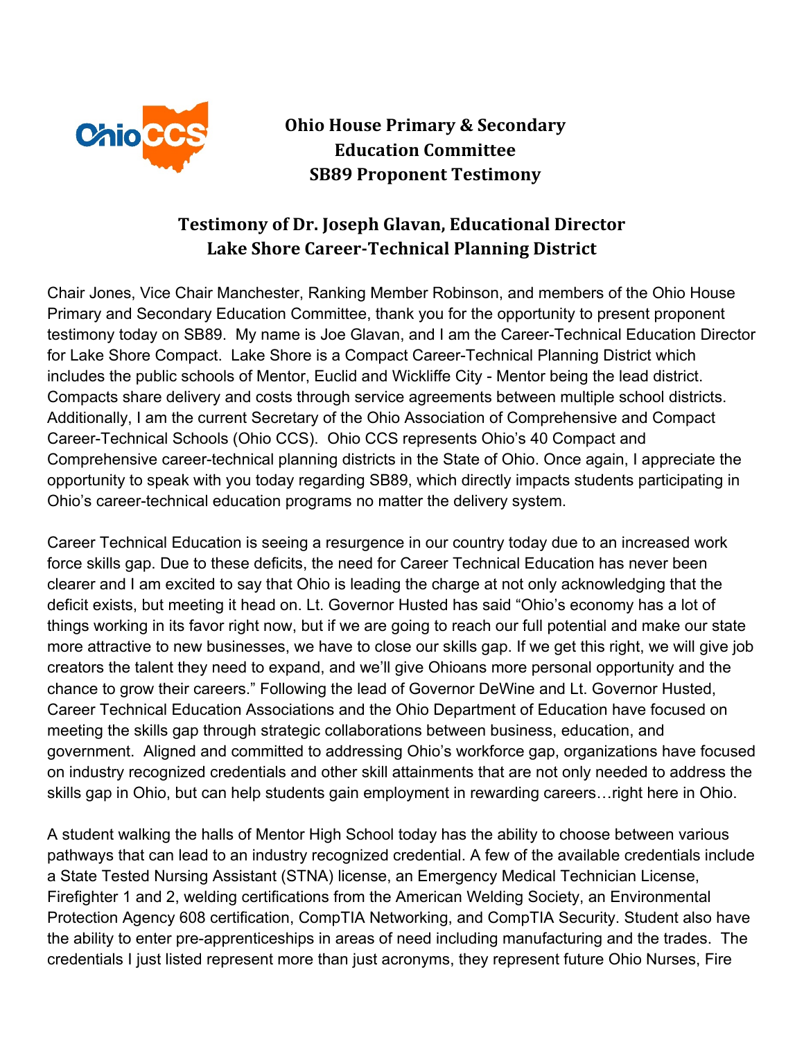# Ohio House Primary & Secondary Education Committee SB89 Proponent Testimony

## Testimony of Dr. Joseph Glavan, Educational Director Lake Shore Career-Technical Planning District

Chair Jones, Vice Chair Manchester, Ranking Member Robinson, and members of the Ohio House Primary and Secondary Education Committee, thank you for the opportunity to present proponent testimony today on SB89. My name is Joe Glavan, and I am the Career-Technical Education Director for Lake Shore Compact. Lake Shore is a Compact Career-Technical Planning District which includes the public schools of Mentor, Euclid and Wickliffe City - Mentor being the lead district. Compacts share delivery and costs through service agreements between multiple school districts. Additionally, I am the current Secretary of the Ohio Association of Comprehensive and Compact Career-Technical Schools (Ohio CCS). Ohio CCS represents Ohio's 40 Compact and Comprehensive career-technical planning districts in the State of Ohio. Once again, I appreciate the opportunity to speak with you today regarding SB89, which directly impacts students participating in Ohio's career-technical education programs no matter the delivery system.

Career Technical Education is seeing a resurgence in our country today due to an increased work force skills gap. Due to these deficits, the need for Career Technical Education has never been clearer and I am excited to say that Ohio is leading the charge at not only acknowledging that the deficit exists, but meeting it head on. Lt. Governor Husted has said "Ohio's economy has a lot of things working in its favor right now, but if we are going to reach our full potential and make our state more attractive to new businesses, we have to close our skills gap. If we get this right, we will give job creators the talent they need to expand, and we'll give Ohioans more personal opportunity and the chance to grow their careers." Following the lead of Governor DeWine and Lt. Governor Husted, Career Technical Education Associations and the Ohio Department of Education have focused on meeting the skills gap through strategic collaborations between business, education, and government. Aligned and committed to addressing Ohio's workforce gap, organizations have focused on industry recognized credentials and other skill attainments that are not only needed to address the skills gap in Ohio, but can help students gain employment in rewarding careers…right here in Ohio.

A student walking the halls of Mentor High School today has the ability to choose between various pathways that can lead to an industry recognized credential. A few of the available credentials include a State Tested Nursing Assistant (STNA) license, an Emergency Medical Technician License, Firefighter 1 and 2, welding certifications from the American Welding Society, an Environmental Protection Agency 608 certification, CompTIA Networking, and CompTIA Security. Student also have the ability to enter pre-apprenticeships in areas of need including manufacturing and the trades. The credentials I just listed represent more than just acronyms, they represent future Ohio Nurses, Fire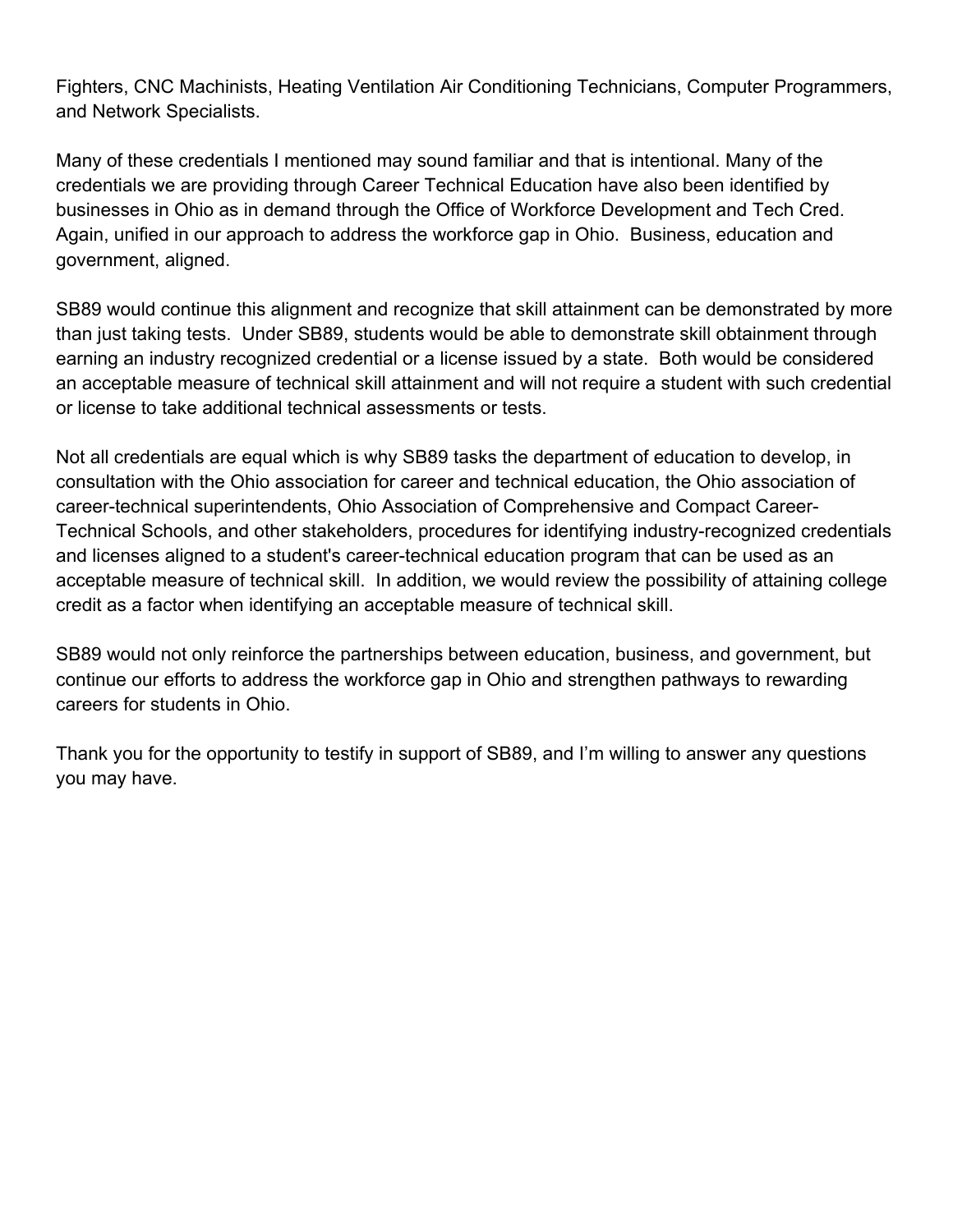Fighters, CNC Machinists, Heating Ventilation Air Conditioning Technicians, Computer Programmers, and Network Specialists.

Many of these credentials I mentioned may sound familiar and that is intentional. Many of the credentials we are providing through Career Technical Education have also been identified by businesses in Ohio as in demand through the Office of Workforce Development and Tech Cred. Again, unified in our approach to address the workforce gap in Ohio. Business, education and government, aligned.

SB89 would continue this alignment and recognize that skill attainment can be demonstrated by more than just taking tests. Under SB89, students would be able to demonstrate skill obtainment through earning an industry recognized credential or a license issued by a state. Both would be considered an acceptable measure of technical skill attainment and will not require a student with such credential or license to take additional technical assessments or tests.

Not all credentials are equal which is why SB89 tasks the department of education to develop, in consultation with the Ohio association for career and technical education, the Ohio association of career-technical superintendents, Ohio Association of Comprehensive and Compact Career-Technical Schools, and other stakeholders, procedures for identifying industry-recognized credentials and licenses aligned to a student's career-technical education program that can be used as an acceptable measure of technical skill. In addition, we would review the possibility of attaining college credit as a factor when identifying an acceptable measure of technical skill.

SB89 would not only reinforce the partnerships between education, business, and government, but continue our efforts to address the workforce gap in Ohio and strengthen pathways to rewarding careers for students in Ohio.

Thank you for the opportunity to testify in support of SB89, and I'm willing to answer any questions you may have.